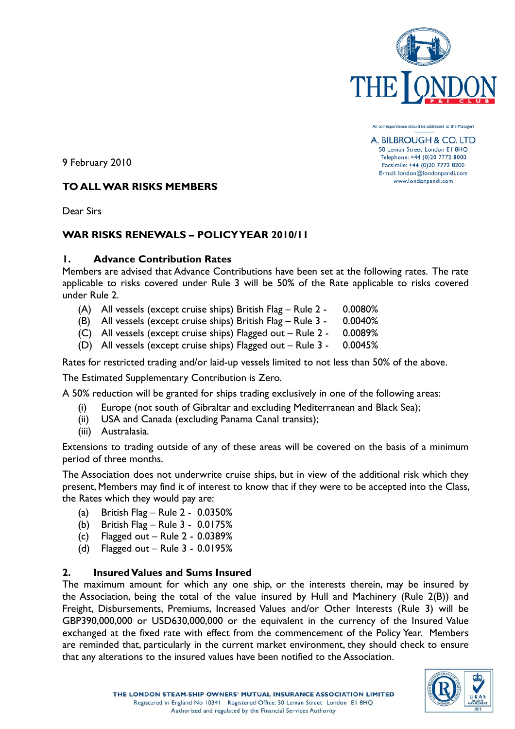All correspondence should be addressed to the Managers

A. BILBROUGH & CO. LTD
50 Leman Street London E1 8HQ
Telephone: +44 (0)20 7772 8000
Facsimile: +44 (0)20 7772 8200
E-mail: london@londonpandi.com
www.londonpandi.com

9 February 2010

**TO ALL WAR RISKS MEMBERS**

Dear Sirs

**WAR RISKS RENEWALS – POLICY YEAR 2010/11**

## 1. Advance Contribution Rates

Members are advised that Advance Contributions have been set at the following rates. The rate applicable to risks covered under Rule 3 will be 50% of the Rate applicable to risks covered under Rule 2.

- (A) All vessels (except cruise ships) British Flag – Rule 2 - 0.0080%
- (B) All vessels (except cruise ships) British Flag – Rule 3 - 0.0040%
- (C) All vessels (except cruise ships) Flagged out – Rule 2 - 0.0089%
- (D) All vessels (except cruise ships) Flagged out – Rule 3 - 0.0045%

Rates for restricted trading and/or laid-up vessels limited to not less than 50% of the above.

The Estimated Supplementary Contribution is Zero.

A 50% reduction will be granted for ships trading exclusively in one of the following areas:

- (i) Europe (not south of Gibraltar and excluding Mediterranean and Black Sea);
- (ii) USA and Canada (excluding Panama Canal transits);
- (iii) Australasia.

Extensions to trading outside of any of these areas will be covered on the basis of a minimum period of three months.

The Association does not underwrite cruise ships, but in view of the additional risk which they present, Members may find it of interest to know that if they were to be accepted into the Class, the Rates which they would pay are:

- (a) British Flag – Rule 2 - 0.0350%
- (b) British Flag – Rule 3 - 0.0175%
- (c) Flagged out – Rule 2 - 0.0389%
- (d) Flagged out – Rule 3 - 0.0195%

## 2. Insured Values and Sums Insured

The maximum amount for which any one ship, or the interests therein, may be insured by the Association, being the total of the value insured by Hull and Machinery (Rule 2(B)) and Freight, Disbursements, Premiums, Increased Values and/or Other Interests (Rule 3) will be GBP390,000,000 or USD630,000,000 or the equivalent in the currency of the Insured Value exchanged at the fixed rate with effect from the commencement of the Policy Year. Members are reminded that, particularly in the current market environment, they should check to ensure that any alterations to the insured values have been notified to the Association.

THE LONDON STEAM-SHIP OWNERS' MUTUAL INSURANCE ASSOCIATION LIMITED
Registered in England No 10341 Registered Office: 50 Leman Street London E1 8HQ
Authorised and regulated by the Financial Services Authority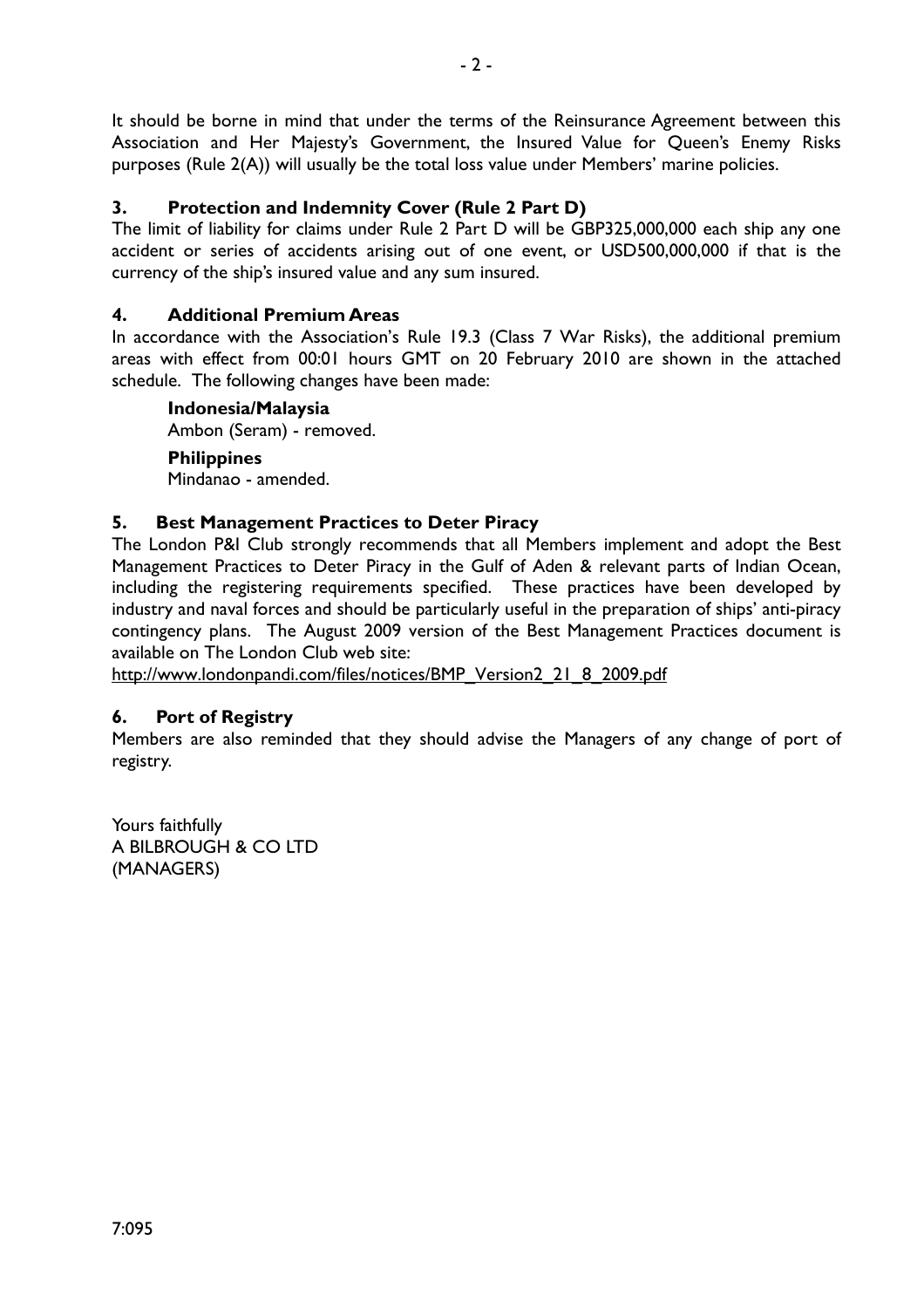It should be borne in mind that under the terms of the Reinsurance Agreement between this Association and Her Majesty's Government, the Insured Value for Queen's Enemy Risks purposes (Rule 2(A)) will usually be the total loss value under Members' marine policies.

### 3. Protection and Indemnity Cover (Rule 2 Part D)

The limit of liability for claims under Rule 2 Part D will be GBP325,000,000 each ship any one accident or series of accidents arising out of one event, or USD500,000,000 if that is the currency of the ship's insured value and any sum insured.

### 4. Additional Premium Areas

In accordance with the Association's Rule 19.3 (Class 7 War Risks), the additional premium areas with effect from 00:01 hours GMT on 20 February 2010 are shown in the attached schedule. The following changes have been made:

**Indonesia/Malaysia**
Ambon (Seram) - removed.

**Philippines**
Mindanao - amended.

### 5. Best Management Practices to Deter Piracy

The London P&I Club strongly recommends that all Members implement and adopt the Best Management Practices to Deter Piracy in the Gulf of Aden & relevant parts of Indian Ocean, including the registering requirements specified. These practices have been developed by industry and naval forces and should be particularly useful in the preparation of ships' anti-piracy contingency plans. The August 2009 version of the Best Management Practices document is available on The London Club web site:
http://www.londonpandi.com/files/notices/BMP_Version2_21_8_2009.pdf

### 6. Port of Registry

Members are also reminded that they should advise the Managers of any change of port of registry.

Yours faithfully
A BILBROUGH & CO LTD
(MANAGERS)

7:095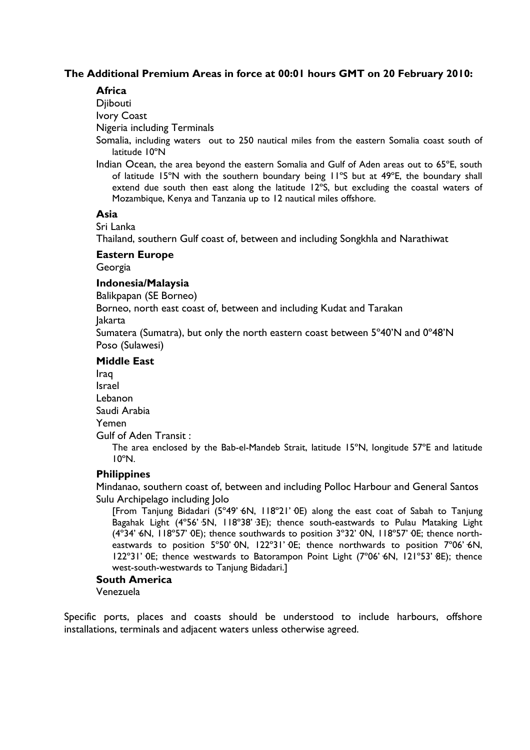**The Additional Premium Areas in force at 00:01 hours GMT on 20 February 2010:**

**Africa**

Djibouti

Ivory Coast

Nigeria including Terminals

Somalia, including waters out to 250 nautical miles from the eastern Somalia coast south of latitude 10ºN

Indian Ocean, the area beyond the eastern Somalia and Gulf of Aden areas out to 65ºE, south of latitude 15ºN with the southern boundary being 11ºS but at 49ºE, the boundary shall extend due south then east along the latitude 12ºS, but excluding the coastal waters of Mozambique, Kenya and Tanzania up to 12 nautical miles offshore.

**Asia**

Sri Lanka

Thailand, southern Gulf coast of, between and including Songkhla and Narathiwat

**Eastern Europe**

Georgia

**Indonesia/Malaysia**

Balikpapan (SE Borneo)

Borneo, north east coast of, between and including Kudat and Tarakan

Jakarta

Sumatera (Sumatra), but only the north eastern coast between 5°40'N and 0°48'N

Poso (Sulawesi)

**Middle East**

Iraq

Israel

Lebanon

Saudi Arabia

Yemen

Gulf of Aden Transit :

The area enclosed by the Bab-el-Mandeb Strait, latitude 15ºN, longitude 57ºE and latitude 10ºN.

**Philippines**

Mindanao, southern coast of, between and including Polloc Harbour and General Santos

Sulu Archipelago including Jolo

[From Tanjung Bidadari (5°49'·6N, 118°21'·0E) along the east coat of Sabah to Tanjung Bagahak Light (4°56'·5N, 118°38'·3E); thence south-eastwards to Pulau Mataking Light (4°34'·6N, 118°57'·0E); thence southwards to position 3°32'·0N, 118°57'·0E; thence north-eastwards to position 5°50'·0N, 122°31'·0E; thence northwards to position 7°06'·6N, 122°31'·0E; thence westwards to Batorampon Point Light (7°06'·6N, 121°53'·8E); thence west-south-westwards to Tanjung Bidadari.]

**South America**

Venezuela

Specific ports, places and coasts should be understood to include harbours, offshore installations, terminals and adjacent waters unless otherwise agreed.